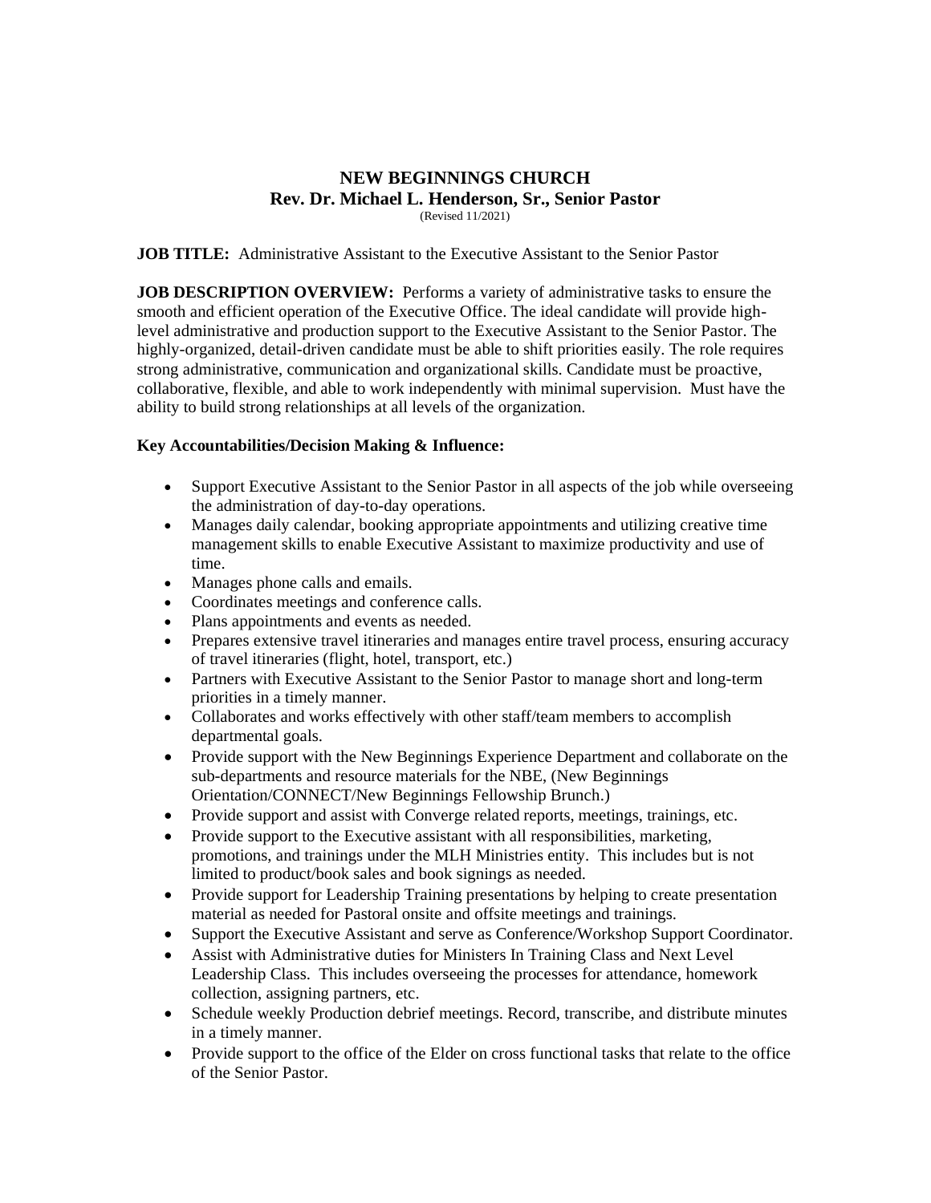# NEW BEGINNINGS CHURCH

## Rev. Dr. Michael L. Henderson, Sr., Senior Pastor

(Revised 11/2021)

**JOB TITLE:** Administrative Assistant to the Executive Assistant to the Senior Pastor

**JOB DESCRIPTION OVERVIEW:** Performs a variety of administrative tasks to ensure the smooth and efficient operation of the Executive Office. The ideal candidate will provide high-level administrative and production support to the Executive Assistant to the Senior Pastor. The highly-organized, detail-driven candidate must be able to shift priorities easily. The role requires strong administrative, communication and organizational skills. Candidate must be proactive, collaborative, flexible, and able to work independently with minimal supervision. Must have the ability to build strong relationships at all levels of the organization.

**Key Accountabilities/Decision Making & Influence:**

- Support Executive Assistant to the Senior Pastor in all aspects of the job while overseeing the administration of day-to-day operations.
- Manages daily calendar, booking appropriate appointments and utilizing creative time management skills to enable Executive Assistant to maximize productivity and use of time.
- Manages phone calls and emails.
- Coordinates meetings and conference calls.
- Plans appointments and events as needed.
- Prepares extensive travel itineraries and manages entire travel process, ensuring accuracy of travel itineraries (flight, hotel, transport, etc.)
- Partners with Executive Assistant to the Senior Pastor to manage short and long-term priorities in a timely manner.
- Collaborates and works effectively with other staff/team members to accomplish departmental goals.
- Provide support with the New Beginnings Experience Department and collaborate on the sub-departments and resource materials for the NBE, (New Beginnings Orientation/CONNECT/New Beginnings Fellowship Brunch.)
- Provide support and assist with Converge related reports, meetings, trainings, etc.
- Provide support to the Executive assistant with all responsibilities, marketing, promotions, and trainings under the MLH Ministries entity. This includes but is not limited to product/book sales and book signings as needed.
- Provide support for Leadership Training presentations by helping to create presentation material as needed for Pastoral onsite and offsite meetings and trainings.
- Support the Executive Assistant and serve as Conference/Workshop Support Coordinator.
- Assist with Administrative duties for Ministers In Training Class and Next Level Leadership Class. This includes overseeing the processes for attendance, homework collection, assigning partners, etc.
- Schedule weekly Production debrief meetings. Record, transcribe, and distribute minutes in a timely manner.
- Provide support to the office of the Elder on cross functional tasks that relate to the office of the Senior Pastor.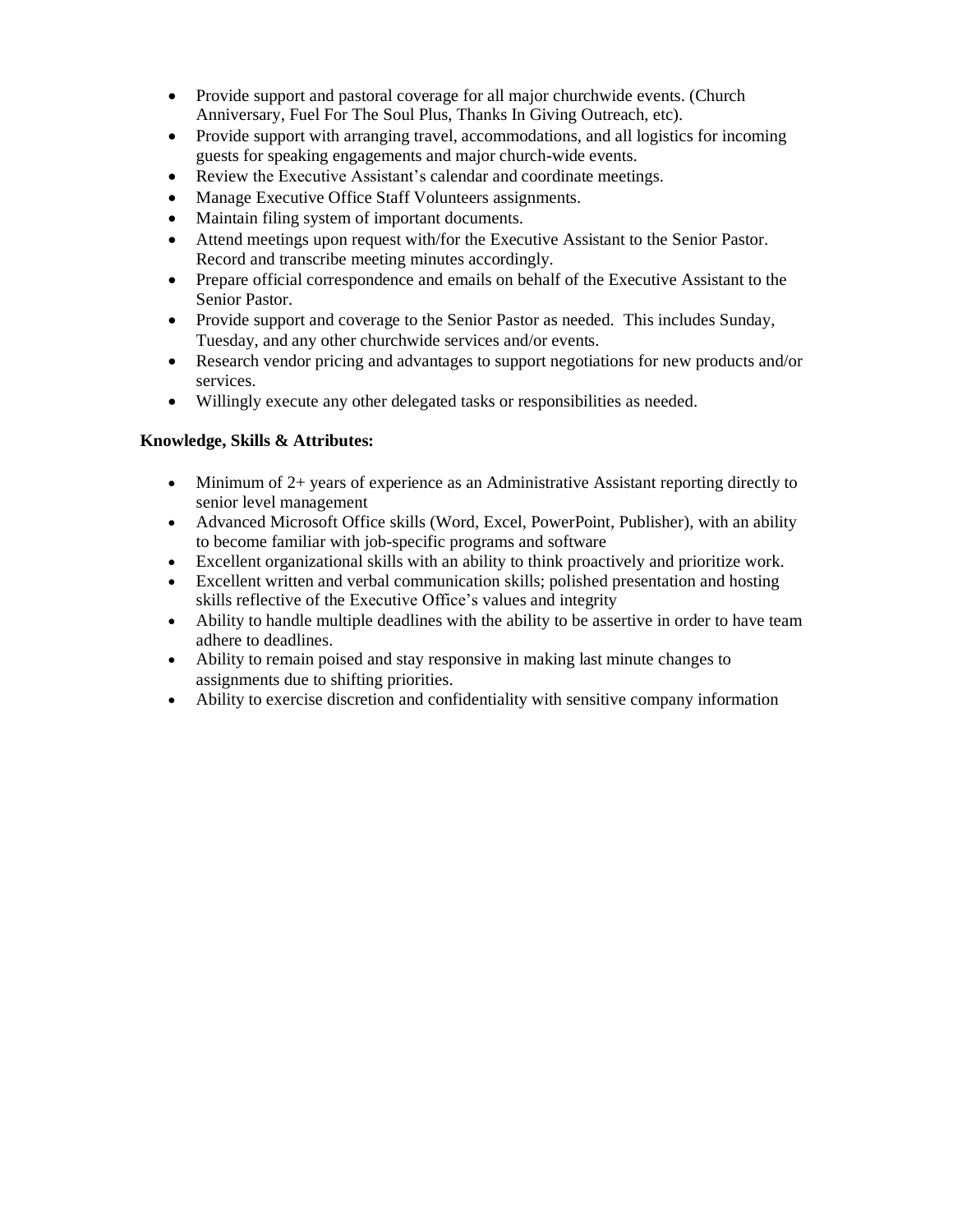- Provide support and pastoral coverage for all major churchwide events. (Church Anniversary, Fuel For The Soul Plus, Thanks In Giving Outreach, etc).
- Provide support with arranging travel, accommodations, and all logistics for incoming guests for speaking engagements and major church-wide events.
- Review the Executive Assistant's calendar and coordinate meetings.
- Manage Executive Office Staff Volunteers assignments.
- Maintain filing system of important documents.
- Attend meetings upon request with/for the Executive Assistant to the Senior Pastor. Record and transcribe meeting minutes accordingly.
- Prepare official correspondence and emails on behalf of the Executive Assistant to the Senior Pastor.
- Provide support and coverage to the Senior Pastor as needed. This includes Sunday, Tuesday, and any other churchwide services and/or events.
- Research vendor pricing and advantages to support negotiations for new products and/or services.
- Willingly execute any other delegated tasks or responsibilities as needed.

**Knowledge, Skills & Attributes:**

- Minimum of 2+ years of experience as an Administrative Assistant reporting directly to senior level management
- Advanced Microsoft Office skills (Word, Excel, PowerPoint, Publisher), with an ability to become familiar with job-specific programs and software
- Excellent organizational skills with an ability to think proactively and prioritize work.
- Excellent written and verbal communication skills; polished presentation and hosting skills reflective of the Executive Office's values and integrity
- Ability to handle multiple deadlines with the ability to be assertive in order to have team adhere to deadlines.
- Ability to remain poised and stay responsive in making last minute changes to assignments due to shifting priorities.
- Ability to exercise discretion and confidentiality with sensitive company information